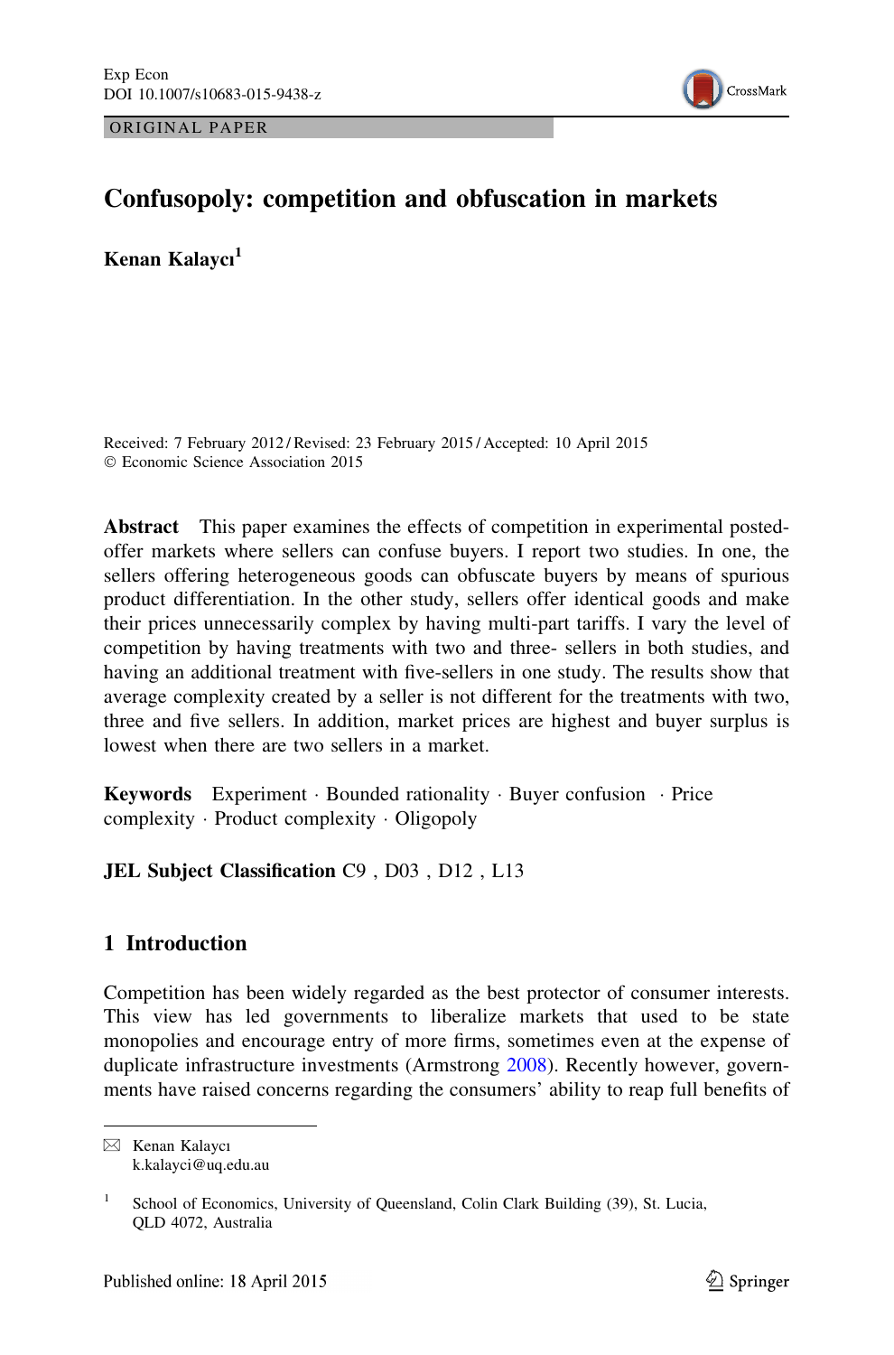ORIGINAL PAPER

# Confusopoly: competition and obfuscation in markets

**Kenan Kalaycı**[1]

Received: 7 February 2012 / Revised: 23 February 2015 / Accepted: 10 April 2015
© Economic Science Association 2015

**Abstract** This paper examines the effects of competition in experimental posted-offer markets where sellers can confuse buyers. I report two studies. In one, the sellers offering heterogeneous goods can obfuscate buyers by means of spurious product differentiation. In the other study, sellers offer identical goods and make their prices unnecessarily complex by having multi-part tariffs. I vary the level of competition by having treatments with two and three- sellers in both studies, and having an additional treatment with five-sellers in one study. The results show that average complexity created by a seller is not different for the treatments with two, three and five sellers. In addition, market prices are highest and buyer surplus is lowest when there are two sellers in a market.

**Keywords** Experiment · Bounded rationality · Buyer confusion · Price complexity · Product complexity · Oligopoly

**JEL Subject Classification** C9 , D03 , D12 , L13

## 1 Introduction

Competition has been widely regarded as the best protector of consumer interests. This view has led governments to liberalize markets that used to be state monopolies and encourage entry of more firms, sometimes even at the expense of duplicate infrastructure investments (Armstrong 2008). Recently however, governments have raised concerns regarding the consumers' ability to reap full benefits of

---

✉ Kenan Kalaycı
k.kalayci@uq.edu.au

[1] School of Economics, University of Queensland, Colin Clark Building (39), St. Lucia, QLD 4072, Australia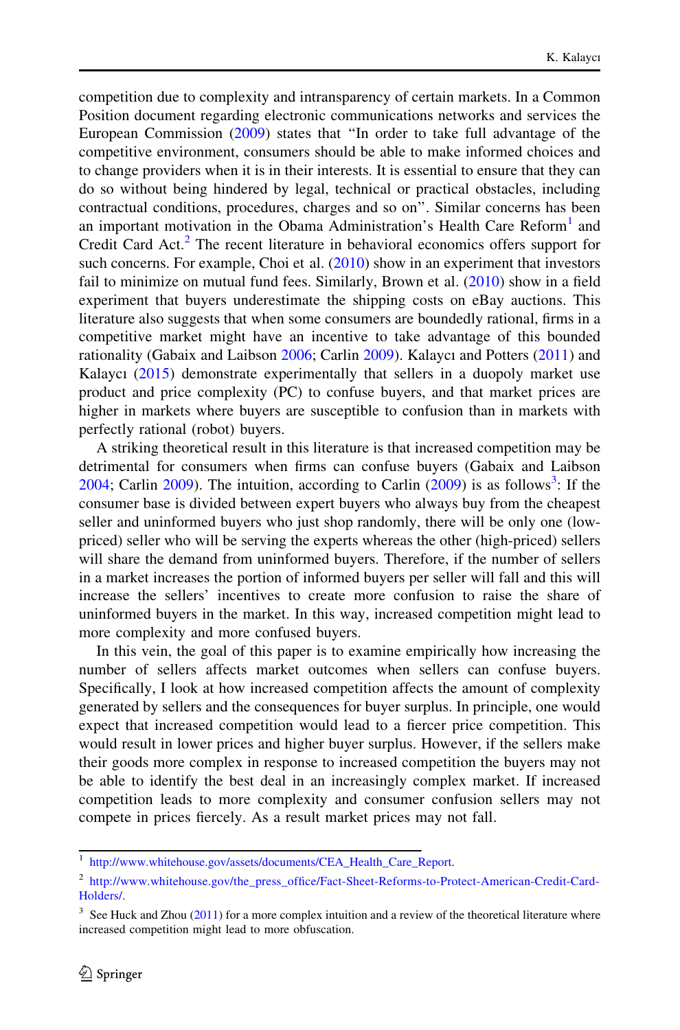competition due to complexity and intransparency of certain markets. In a Common Position document regarding electronic communications networks and services the European Commission (2009) states that "In order to take full advantage of the competitive environment, consumers should be able to make informed choices and to change providers when it is in their interests. It is essential to ensure that they can do so without being hindered by legal, technical or practical obstacles, including contractual conditions, procedures, charges and so on". Similar concerns has been an important motivation in the Obama Administration's Health Care Reform[1] and Credit Card Act.[2] The recent literature in behavioral economics offers support for such concerns. For example, Choi et al. (2010) show in an experiment that investors fail to minimize on mutual fund fees. Similarly, Brown et al. (2010) show in a field experiment that buyers underestimate the shipping costs on eBay auctions. This literature also suggests that when some consumers are boundedly rational, firms in a competitive market might have an incentive to take advantage of this bounded rationality (Gabaix and Laibson 2006; Carlin 2009). Kalaycı and Potters (2011) and Kalaycı (2015) demonstrate experimentally that sellers in a duopoly market use product and price complexity (PC) to confuse buyers, and that market prices are higher in markets where buyers are susceptible to confusion than in markets with perfectly rational (robot) buyers.

A striking theoretical result in this literature is that increased competition may be detrimental for consumers when firms can confuse buyers (Gabaix and Laibson 2004; Carlin 2009). The intuition, according to Carlin (2009) is as follows[3]: If the consumer base is divided between expert buyers who always buy from the cheapest seller and uninformed buyers who just shop randomly, there will be only one (low-priced) seller who will be serving the experts whereas the other (high-priced) sellers will share the demand from uninformed buyers. Therefore, if the number of sellers in a market increases the portion of informed buyers per seller will fall and this will increase the sellers' incentives to create more confusion to raise the share of uninformed buyers in the market. In this way, increased competition might lead to more complexity and more confused buyers.

In this vein, the goal of this paper is to examine empirically how increasing the number of sellers affects market outcomes when sellers can confuse buyers. Specifically, I look at how increased competition affects the amount of complexity generated by sellers and the consequences for buyer surplus. In principle, one would expect that increased competition would lead to a fiercer price competition. This would result in lower prices and higher buyer surplus. However, if the sellers make their goods more complex in response to increased competition the buyers may not be able to identify the best deal in an increasingly complex market. If increased competition leads to more complexity and consumer confusion sellers may not compete in prices fiercely. As a result market prices may not fall.

---

[1] http://www.whitehouse.gov/assets/documents/CEA_Health_Care_Report.

[2] http://www.whitehouse.gov/the_press_office/Fact-Sheet-Reforms-to-Protect-American-Credit-Card-Holders/.

[3] See Huck and Zhou (2011) for a more complex intuition and a review of the theoretical literature where increased competition might lead to more obfuscation.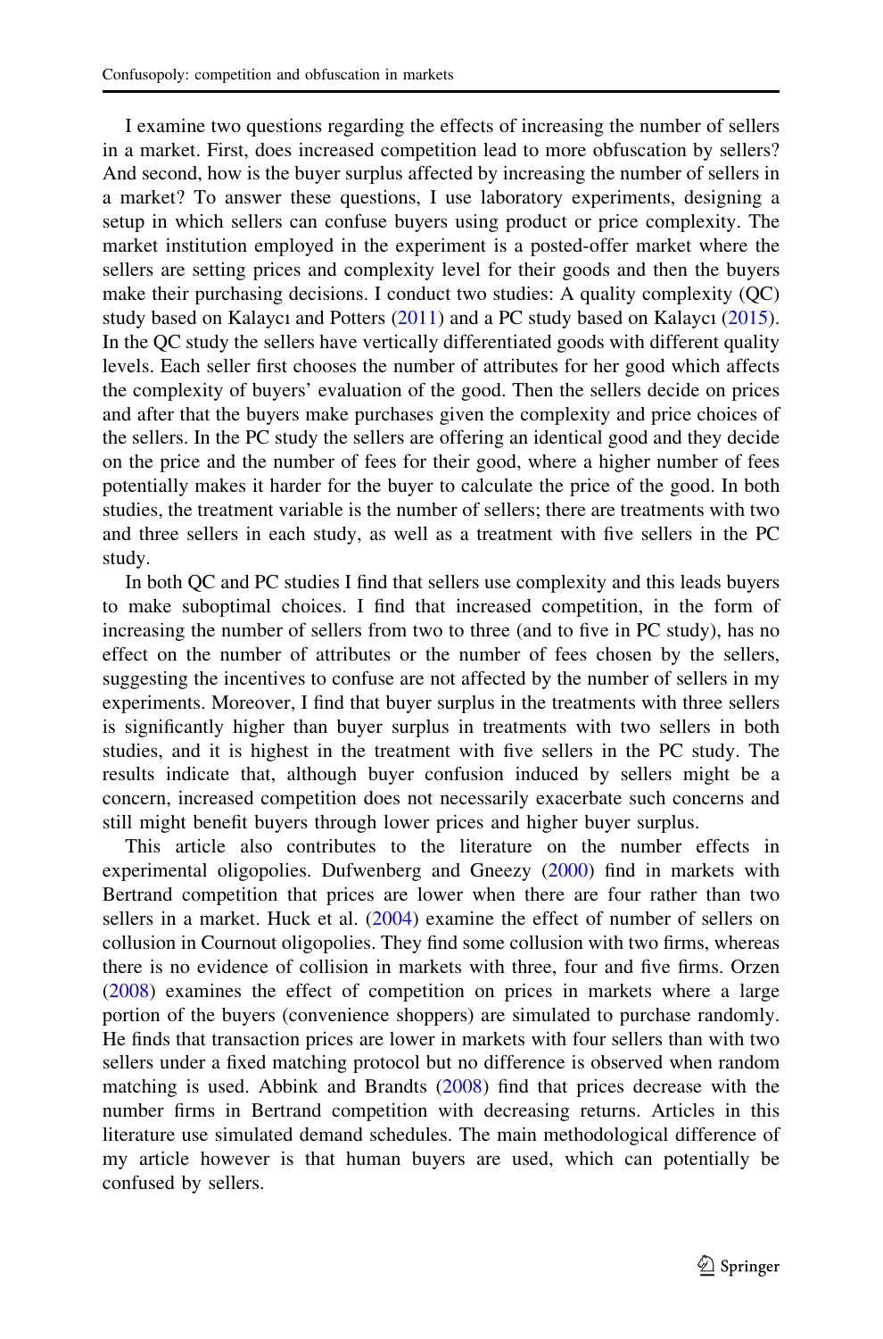I examine two questions regarding the effects of increasing the number of sellers in a market. First, does increased competition lead to more obfuscation by sellers? And second, how is the buyer surplus affected by increasing the number of sellers in a market? To answer these questions, I use laboratory experiments, designing a setup in which sellers can confuse buyers using product or price complexity. The market institution employed in the experiment is a posted-offer market where the sellers are setting prices and complexity level for their goods and then the buyers make their purchasing decisions. I conduct two studies: A quality complexity (QC) study based on Kalaycı and Potters (2011) and a PC study based on Kalaycı (2015). In the QC study the sellers have vertically differentiated goods with different quality levels. Each seller first chooses the number of attributes for her good which affects the complexity of buyers' evaluation of the good. Then the sellers decide on prices and after that the buyers make purchases given the complexity and price choices of the sellers. In the PC study the sellers are offering an identical good and they decide on the price and the number of fees for their good, where a higher number of fees potentially makes it harder for the buyer to calculate the price of the good. In both studies, the treatment variable is the number of sellers; there are treatments with two and three sellers in each study, as well as a treatment with five sellers in the PC study.

In both QC and PC studies I find that sellers use complexity and this leads buyers to make suboptimal choices. I find that increased competition, in the form of increasing the number of sellers from two to three (and to five in PC study), has no effect on the number of attributes or the number of fees chosen by the sellers, suggesting the incentives to confuse are not affected by the number of sellers in my experiments. Moreover, I find that buyer surplus in the treatments with three sellers is significantly higher than buyer surplus in treatments with two sellers in both studies, and it is highest in the treatment with five sellers in the PC study. The results indicate that, although buyer confusion induced by sellers might be a concern, increased competition does not necessarily exacerbate such concerns and still might benefit buyers through lower prices and higher buyer surplus.

This article also contributes to the literature on the number effects in experimental oligopolies. Dufwenberg and Gneezy (2000) find in markets with Bertrand competition that prices are lower when there are four rather than two sellers in a market. Huck et al. (2004) examine the effect of number of sellers on collusion in Cournout oligopolies. They find some collusion with two firms, whereas there is no evidence of collision in markets with three, four and five firms. Orzen (2008) examines the effect of competition on prices in markets where a large portion of the buyers (convenience shoppers) are simulated to purchase randomly. He finds that transaction prices are lower in markets with four sellers than with two sellers under a fixed matching protocol but no difference is observed when random matching is used. Abbink and Brandts (2008) find that prices decrease with the number firms in Bertrand competition with decreasing returns. Articles in this literature use simulated demand schedules. The main methodological difference of my article however is that human buyers are used, which can potentially be confused by sellers.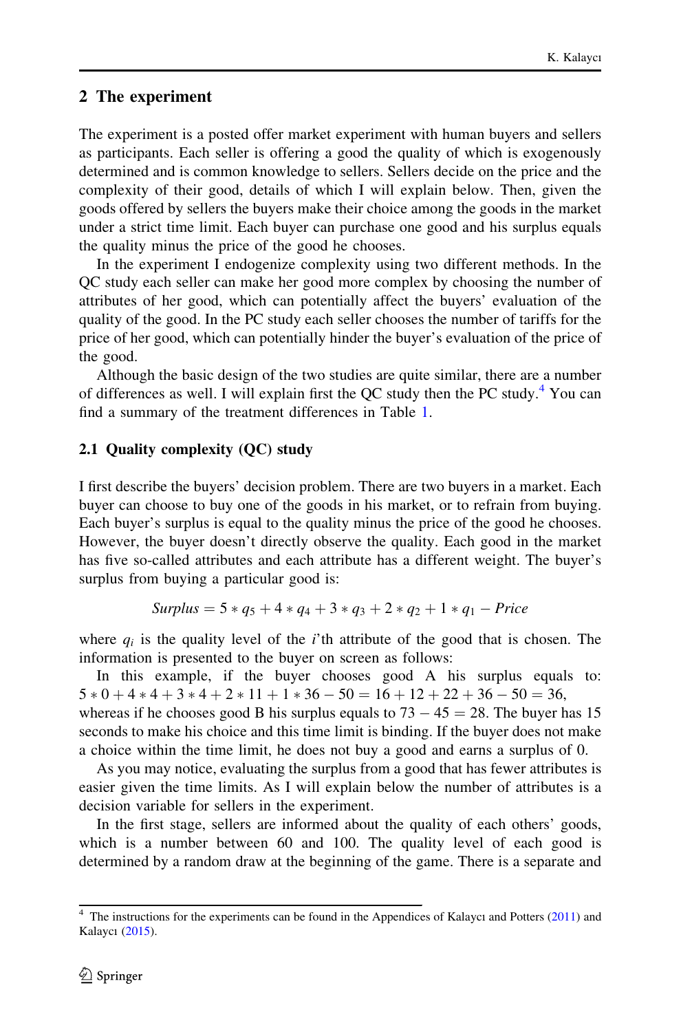## 2 The experiment

The experiment is a posted offer market experiment with human buyers and sellers as participants. Each seller is offering a good the quality of which is exogenously determined and is common knowledge to sellers. Sellers decide on the price and the complexity of their good, details of which I will explain below. Then, given the goods offered by sellers the buyers make their choice among the goods in the market under a strict time limit. Each buyer can purchase one good and his surplus equals the quality minus the price of the good he chooses.

In the experiment I endogenize complexity using two different methods. In the QC study each seller can make her good more complex by choosing the number of attributes of her good, which can potentially affect the buyers' evaluation of the quality of the good. In the PC study each seller chooses the number of tariffs for the price of her good, which can potentially hinder the buyer's evaluation of the price of the good.

Although the basic design of the two studies are quite similar, there are a number of differences as well. I will explain first the QC study then the PC study.[4] You can find a summary of the treatment differences in Table 1.

### 2.1 Quality complexity (QC) study

I first describe the buyers' decision problem. There are two buyers in a market. Each buyer can choose to buy one of the goods in his market, or to refrain from buying. Each buyer's surplus is equal to the quality minus the price of the good he chooses. However, the buyer doesn't directly observe the quality. Each good in the market has five so-called attributes and each attribute has a different weight. The buyer's surplus from buying a particular good is:

$$Surplus = 5 * q_5 + 4 * q_4 + 3 * q_3 + 2 * q_2 + 1 * q_1 - Price$$

where $q_i$ is the quality level of the $i$'th attribute of the good that is chosen. The information is presented to the buyer on screen as follows:

In this example, if the buyer chooses good A his surplus equals to: $5 * 0 + 4 * 4 + 3 * 4 + 2 * 11 + 1 * 36 - 50 = 16 + 12 + 22 + 36 - 50 = 36$, whereas if he chooses good B his surplus equals to $73 - 45 = 28$. The buyer has 15 seconds to make his choice and this time limit is binding. If the buyer does not make a choice within the time limit, he does not buy a good and earns a surplus of 0.

As you may notice, evaluating the surplus from a good that has fewer attributes is easier given the time limits. As I will explain below the number of attributes is a decision variable for sellers in the experiment.

In the first stage, sellers are informed about the quality of each others' goods, which is a number between 60 and 100. The quality level of each good is determined by a random draw at the beginning of the game. There is a separate and

[4] The instructions for the experiments can be found in the Appendices of Kalaycı and Potters (2011) and Kalaycı (2015).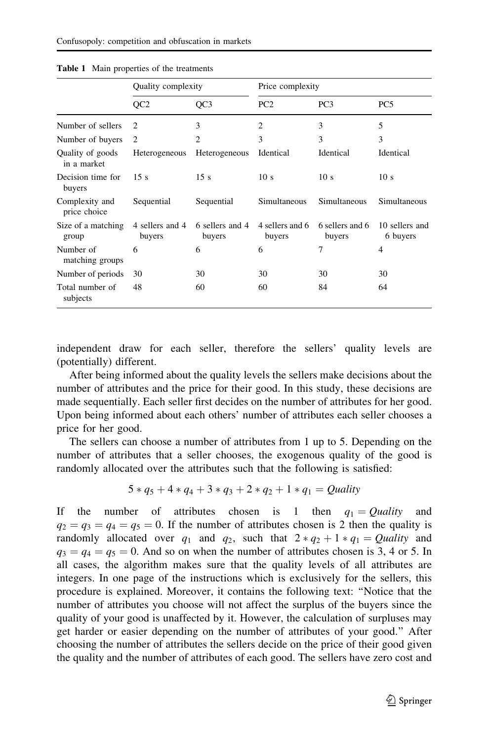**Table 1** Main properties of the treatments

| | Quality complexity | | Price complexity | | |
|---|---|---|---|---|---|
| | QC2 | QC3 | PC2 | PC3 | PC5 |
| Number of sellers | 2 | 3 | 2 | 3 | 5 |
| Number of buyers | 2 | 2 | 3 | 3 | 3 |
| Quality of goods in a market | Heterogeneous | Heterogeneous | Identical | Identical | Identical |
| Decision time for buyers | 15 s | 15 s | 10 s | 10 s | 10 s |
| Complexity and price choice | Sequential | Sequential | Simultaneous | Simultaneous | Simultaneous |
| Size of a matching group | 4 sellers and 4 buyers | 6 sellers and 4 buyers | 4 sellers and 6 buyers | 6 sellers and 6 buyers | 10 sellers and 6 buyers |
| Number of matching groups | 6 | 6 | 6 | 7 | 4 |
| Number of periods | 30 | 30 | 30 | 30 | 30 |
| Total number of subjects | 48 | 60 | 60 | 84 | 64 |

independent draw for each seller, therefore the sellers' quality levels are (potentially) different.

After being informed about the quality levels the sellers make decisions about the number of attributes and the price for their good. In this study, these decisions are made sequentially. Each seller first decides on the number of attributes for her good. Upon being informed about each others' number of attributes each seller chooses a price for her good.

The sellers can choose a number of attributes from 1 up to 5. Depending on the number of attributes that a seller chooses, the exogenous quality of the good is randomly allocated over the attributes such that the following is satisfied:

$$5 * q_5 + 4 * q_4 + 3 * q_3 + 2 * q_2 + 1 * q_1 = Quality$$

If the number of attributes chosen is 1 then $q_1 = Quality$ and $q_2 = q_3 = q_4 = q_5 = 0$. If the number of attributes chosen is 2 then the quality is randomly allocated over $q_1$ and $q_2$, such that $2 * q_2 + 1 * q_1 = Quality$ and $q_3 = q_4 = q_5 = 0$. And so on when the number of attributes chosen is 3, 4 or 5. In all cases, the algorithm makes sure that the quality levels of all attributes are integers. In one page of the instructions which is exclusively for the sellers, this procedure is explained. Moreover, it contains the following text: "Notice that the number of attributes you choose will not affect the surplus of the buyers since the quality of your good is unaffected by it. However, the calculation of surpluses may get harder or easier depending on the number of attributes of your good." After choosing the number of attributes the sellers decide on the price of their good given the quality and the number of attributes of each good. The sellers have zero cost and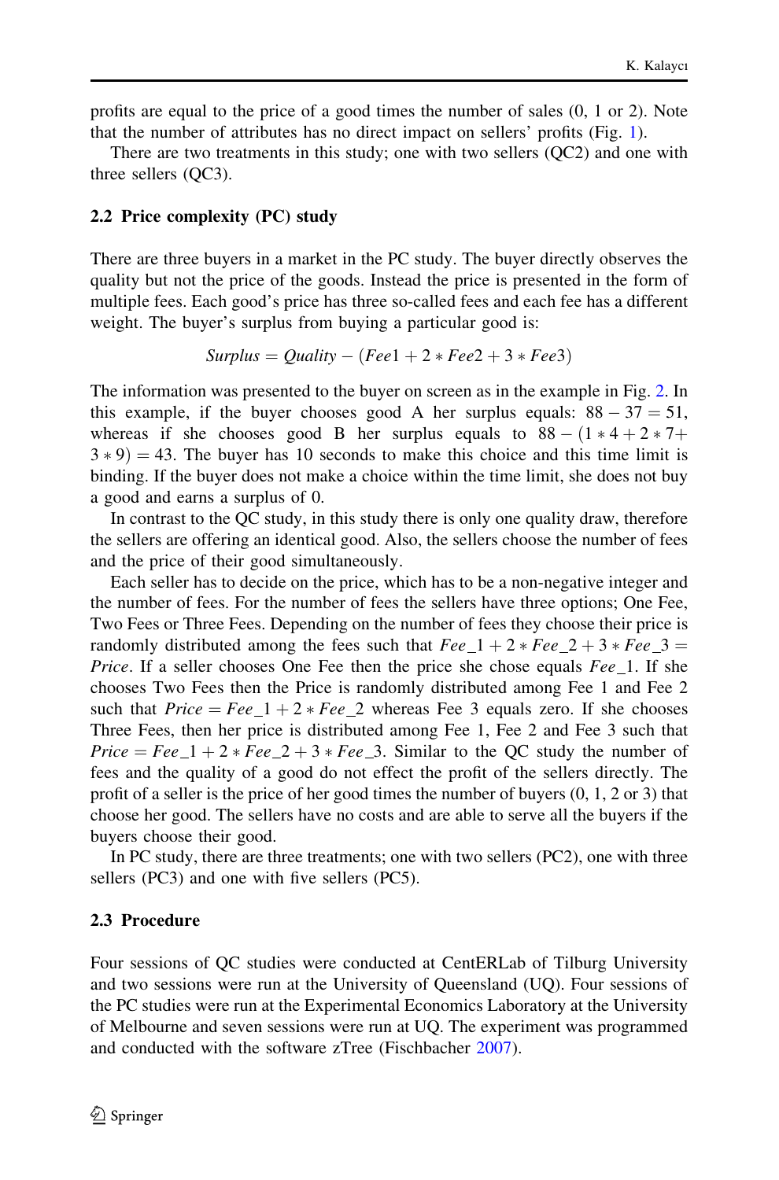profits are equal to the price of a good times the number of sales (0, 1 or 2). Note that the number of attributes has no direct impact on sellers' profits (Fig. 1).

There are two treatments in this study; one with two sellers (QC2) and one with three sellers (QC3).

### 2.2 Price complexity (PC) study

There are three buyers in a market in the PC study. The buyer directly observes the quality but not the price of the goods. Instead the price is presented in the form of multiple fees. Each good's price has three so-called fees and each fee has a different weight. The buyer's surplus from buying a particular good is:

$$Surplus = Quality - (Fee1 + 2 * Fee2 + 3 * Fee3)$$

The information was presented to the buyer on screen as in the example in Fig. 2. In this example, if the buyer chooses good A her surplus equals: $88 - 37 = 51$, whereas if she chooses good B her surplus equals to $88 - (1 * 4 + 2 * 7 + 3 * 9) = 43$. The buyer has 10 seconds to make this choice and this time limit is binding. If the buyer does not make a choice within the time limit, she does not buy a good and earns a surplus of 0.

In contrast to the QC study, in this study there is only one quality draw, therefore the sellers are offering an identical good. Also, the sellers choose the number of fees and the price of their good simultaneously.

Each seller has to decide on the price, which has to be a non-negative integer and the number of fees. For the number of fees the sellers have three options; One Fee, Two Fees or Three Fees. Depending on the number of fees they choose their price is randomly distributed among the fees such that $Fee\_1 + 2 * Fee\_2 + 3 * Fee\_3 = Price$. If a seller chooses One Fee then the price she chose equals $Fee\_1$. If she chooses Two Fees then the Price is randomly distributed among Fee 1 and Fee 2 such that $Price = Fee\_1 + 2 * Fee\_2$ whereas Fee 3 equals zero. If she chooses Three Fees, then her price is distributed among Fee 1, Fee 2 and Fee 3 such that $Price = Fee\_1 + 2 * Fee\_2 + 3 * Fee\_3$. Similar to the QC study the number of fees and the quality of a good do not effect the profit of the sellers directly. The profit of a seller is the price of her good times the number of buyers (0, 1, 2 or 3) that choose her good. The sellers have no costs and are able to serve all the buyers if the buyers choose their good.

In PC study, there are three treatments; one with two sellers (PC2), one with three sellers (PC3) and one with five sellers (PC5).

### 2.3 Procedure

Four sessions of QC studies were conducted at CentERLab of Tilburg University and two sessions were run at the University of Queensland (UQ). Four sessions of the PC studies were run at the Experimental Economics Laboratory at the University of Melbourne and seven sessions were run at UQ. The experiment was programmed and conducted with the software zTree (Fischbacher 2007).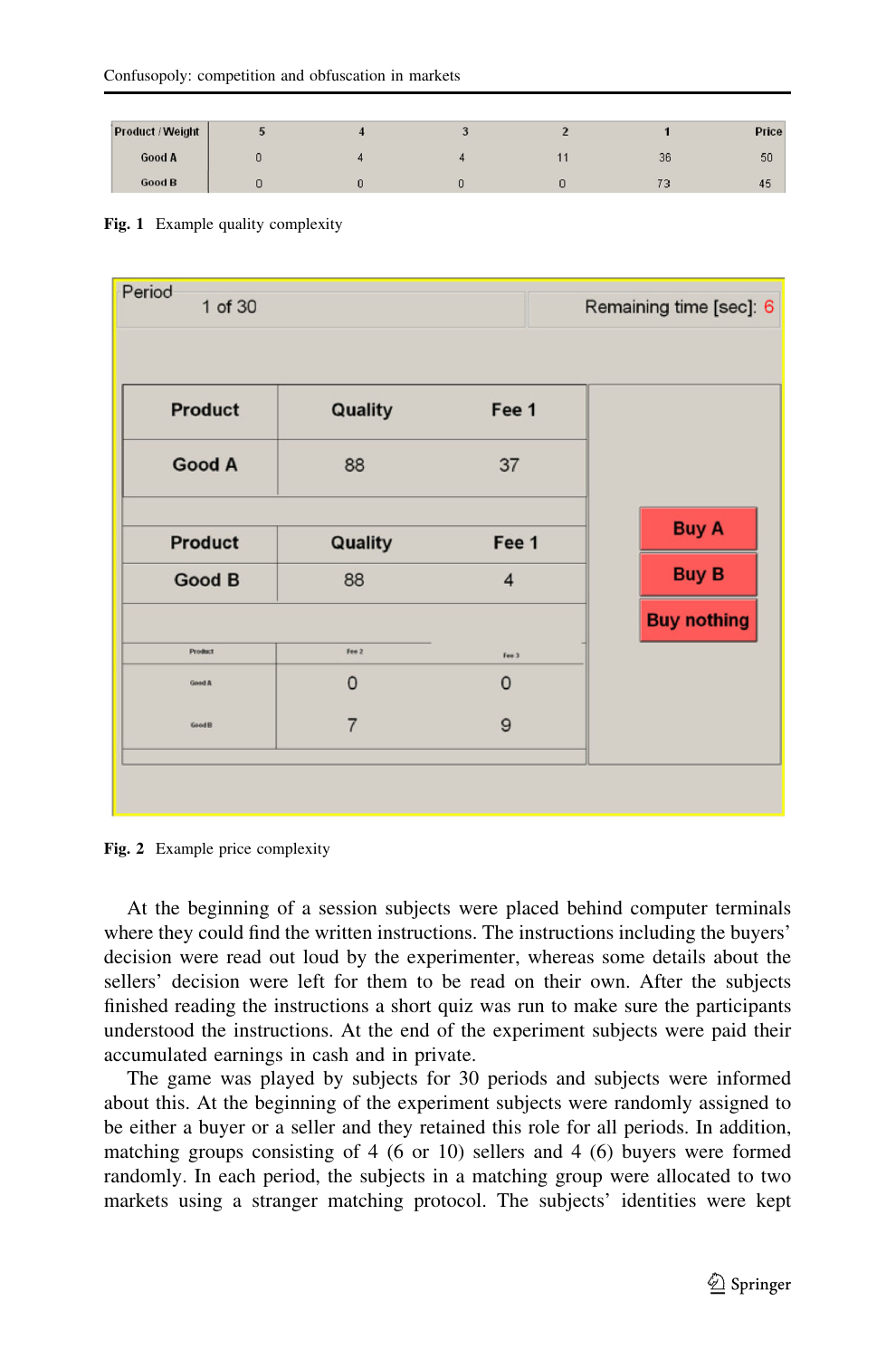| Product / Weight | 5 | 4 | 3 | 2 | 1 | Price |
|---|---|---|---|---|---|---|
| Good A | 0 | 4 | 4 | 11 | 36 | 50 |
| Good B | 0 | 0 | 0 | 0 | 73 | 45 |

**Fig. 1** Example quality complexity

| Period | 1 of 30 | Remaining time [sec]: 6 |
|---|---|---|

| Product | Quality | Fee 1 |
|---|---|---|
| Good A | 88 | 37 |

| Product | Quality | Fee 1 |
|---|---|---|
| Good B | 88 | 4 |

| Product | Fee 2 | Fee 3 |
|---|---|---|
| Good A | 0 | 0 |
| Good B | 7 | 9 |

Buy A

Buy B

Buy nothing

**Fig. 2** Example price complexity

At the beginning of a session subjects were placed behind computer terminals where they could find the written instructions. The instructions including the buyers' decision were read out loud by the experimenter, whereas some details about the sellers' decision were left for them to be read on their own. After the subjects finished reading the instructions a short quiz was run to make sure the participants understood the instructions. At the end of the experiment subjects were paid their accumulated earnings in cash and in private.

The game was played by subjects for 30 periods and subjects were informed about this. At the beginning of the experiment subjects were randomly assigned to be either a buyer or a seller and they retained this role for all periods. In addition, matching groups consisting of 4 (6 or 10) sellers and 4 (6) buyers were formed randomly. In each period, the subjects in a matching group were allocated to two markets using a stranger matching protocol. The subjects' identities were kept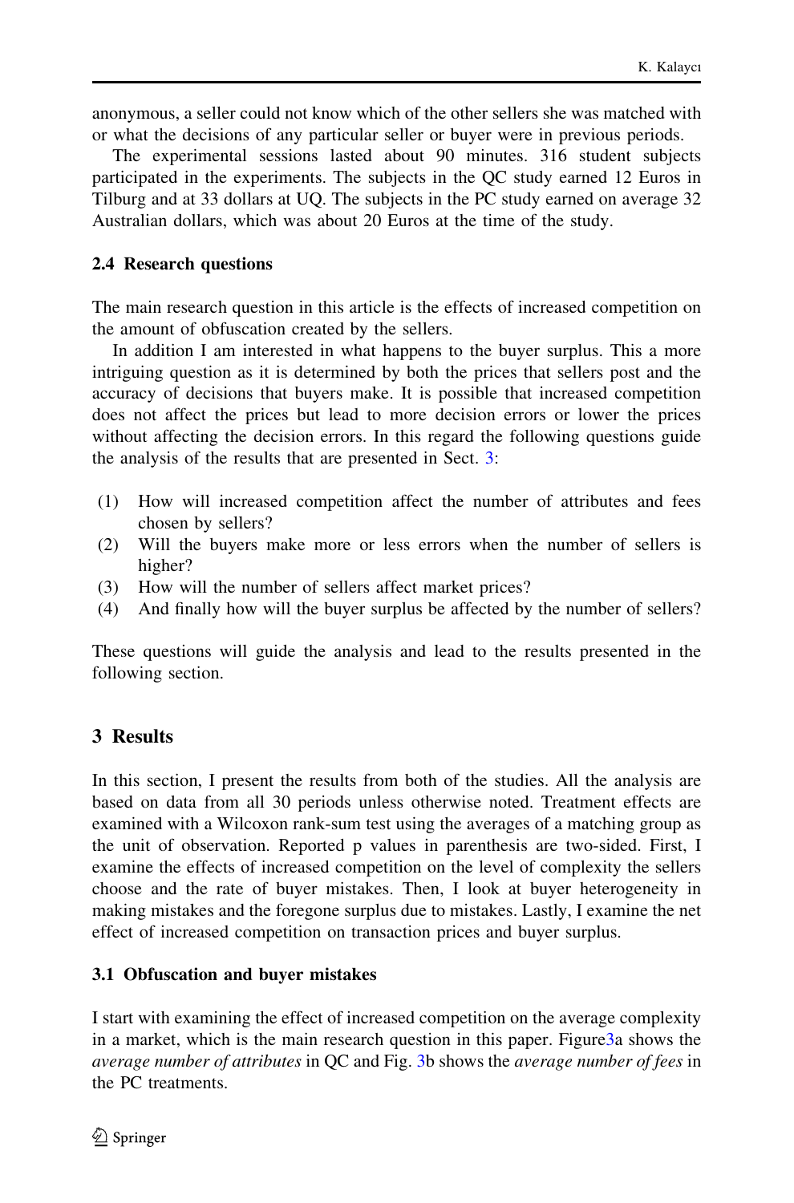anonymous, a seller could not know which of the other sellers she was matched with or what the decisions of any particular seller or buyer were in previous periods.

The experimental sessions lasted about 90 minutes. 316 student subjects participated in the experiments. The subjects in the QC study earned 12 Euros in Tilburg and at 33 dollars at UQ. The subjects in the PC study earned on average 32 Australian dollars, which was about 20 Euros at the time of the study.

### 2.4 Research questions

The main research question in this article is the effects of increased competition on the amount of obfuscation created by the sellers.

In addition I am interested in what happens to the buyer surplus. This a more intriguing question as it is determined by both the prices that sellers post and the accuracy of decisions that buyers make. It is possible that increased competition does not affect the prices but lead to more decision errors or lower the prices without affecting the decision errors. In this regard the following questions guide the analysis of the results that are presented in Sect. 3:

(1) How will increased competition affect the number of attributes and fees chosen by sellers?
(2) Will the buyers make more or less errors when the number of sellers is higher?
(3) How will the number of sellers affect market prices?
(4) And finally how will the buyer surplus be affected by the number of sellers?

These questions will guide the analysis and lead to the results presented in the following section.

## 3 Results

In this section, I present the results from both of the studies. All the analysis are based on data from all 30 periods unless otherwise noted. Treatment effects are examined with a Wilcoxon rank-sum test using the averages of a matching group as the unit of observation. Reported p values in parenthesis are two-sided. First, I examine the effects of increased competition on the level of complexity the sellers choose and the rate of buyer mistakes. Then, I look at buyer heterogeneity in making mistakes and the foregone surplus due to mistakes. Lastly, I examine the net effect of increased competition on transaction prices and buyer surplus.

### 3.1 Obfuscation and buyer mistakes

I start with examining the effect of increased competition on the average complexity in a market, which is the main research question in this paper. Figure3a shows the *average number of attributes* in QC and Fig. 3b shows the *average number of fees* in the PC treatments.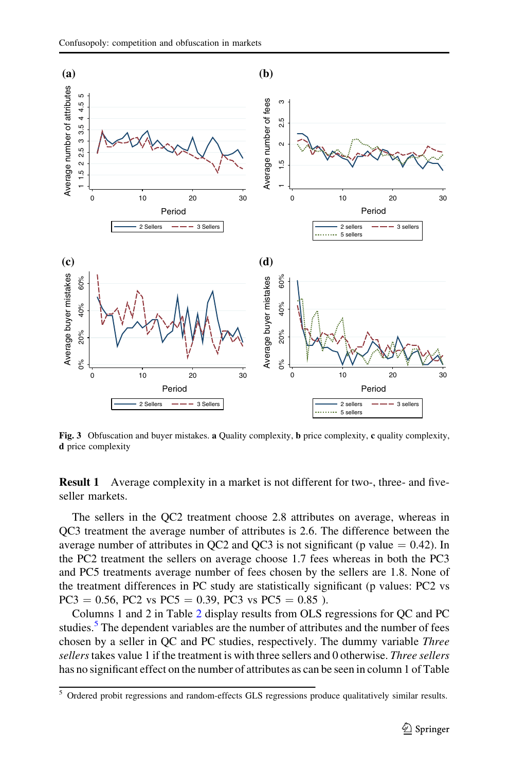**Fig. 3** Obfuscation and buyer mistakes. **a** Quality complexity, **b** price complexity, **c** quality complexity, **d** price complexity

**Result 1** Average complexity in a market is not different for two-, three- and five-seller markets.

The sellers in the QC2 treatment choose 2.8 attributes on average, whereas in QC3 treatment the average number of attributes is 2.6. The difference between the average number of attributes in QC2 and QC3 is not significant (p value = 0.42). In the PC2 treatment the sellers on average choose 1.7 fees whereas in both the PC3 and PC5 treatments average number of fees chosen by the sellers are 1.8. None of the treatment differences in PC study are statistically significant (p values: PC2 vs PC3 = 0.56, PC2 vs PC5 = 0.39, PC3 vs PC5 = 0.85 ).

Columns 1 and 2 in Table 2 display results from OLS regressions for QC and PC studies.[5] The dependent variables are the number of attributes and the number of fees chosen by a seller in QC and PC studies, respectively. The dummy variable *Three sellers* takes value 1 if the treatment is with three sellers and 0 otherwise. *Three sellers* has no significant effect on the number of attributes as can be seen in column 1 of Table

[5] Ordered probit regressions and random-effects GLS regressions produce qualitatively similar results.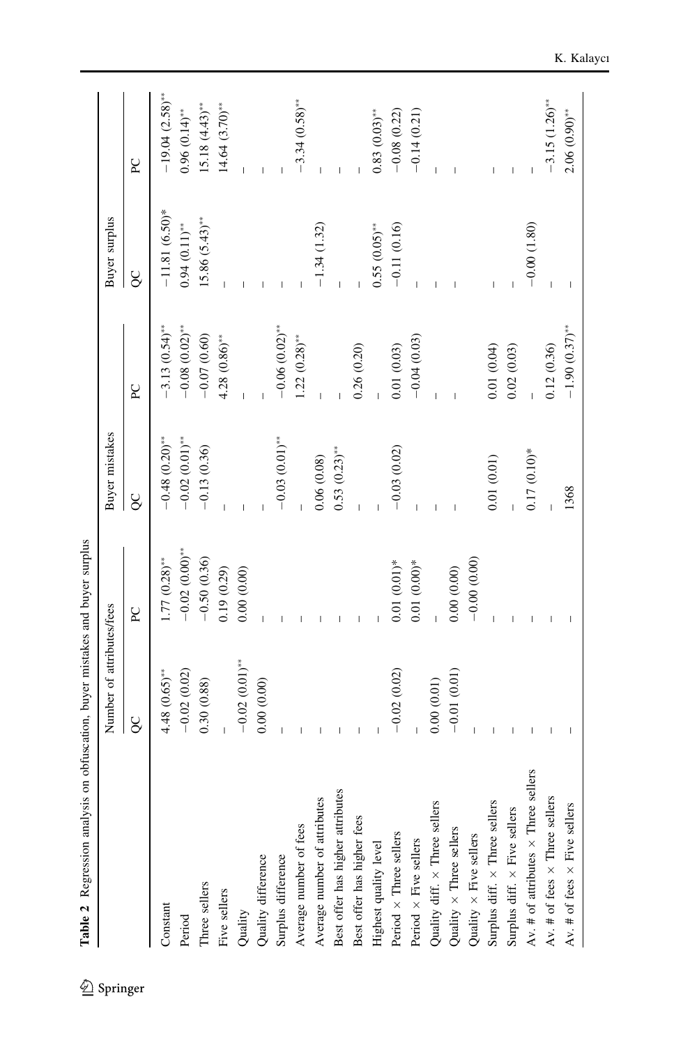**Table 2** Regression analysis on obfuscation, buyer mistakes and buyer surplus

| | Number of attributes/fees | | Buyer mistakes | | Buyer surplus | |
|---|---|---|---|---|---|---|
| | QC | PC | QC | PC | QC | PC |
| Constant | 4.48 (0.65)** | 1.77 (0.28)** | −0.48 (0.20)** | −3.13 (0.54)** | −11.81 (6.50)* | −19.04 (2.58)** |
| Period | −0.02 (0.02) | −0.02 (0.00)** | −0.02 (0.01)** | −0.08 (0.02)** | 0.94 (0.11)** | 0.96 (0.14)** |
| Three sellers | 0.30 (0.88) | −0.50 (0.36) | −0.13 (0.36) | −0.07 (0.60) | 15.86 (5.43)** | 15.18 (4.43)** |
| Five sellers | – | 0.19 (0.29) | – | 4.28 (0.86)** | – | 14.64 (3.70)** |
| Quality | −0.02 (0.01)** | 0.00 (0.00) | – | – | – | – |
| Quality difference | 0.00 (0.00) | – | – | – | – | – |
| Surplus difference | – | – | −0.03 (0.01)** | −0.06 (0.02)** | – | – |
| Average number of fees | – | – | – | 1.22 (0.28)** | – | −3.34 (0.58)** |
| Average number of attributes | – | – | 0.06 (0.08) | – | −1.34 (1.32) | – |
| Best offer has higher attributes | – | – | 0.53 (0.23)** | – | – | – |
| Best offer has higher fees | – | – | – | 0.26 (0.20) | – | – |
| Highest quality level | – | – | – | – | 0.55 (0.05)** | 0.83 (0.03)** |
| Period × Three sellers | −0.02 (0.02) | 0.01 (0.01)* | −0.03 (0.02) | 0.01 (0.03) | −0.11 (0.16) | −0.08 (0.22) |
| Period × Five sellers | – | 0.01 (0.00)* | – | −0.04 (0.03) | – | −0.14 (0.21) |
| Quality diff. × Three sellers | 0.00 (0.01) | – | – | – | – | – |
| Quality × Three sellers | −0.01 (0.01) | 0.00 (0.00) | – | – | – | – |
| Quality × Five sellers | – | −0.00 (0.00) | | | | |
| Surplus diff. × Three sellers | – | – | 0.01 (0.01) | 0.01 (0.04) | – | – |
| Surplus diff. × Five sellers | – | – | – | 0.02 (0.03) | – | – |
| Av. # of attributes × Three sellers | – | – | 0.17 (0.10)* | – | −0.00 (1.80) | – |
| Av. # of fees × Three sellers | – | – | – | 0.12 (0.36) | – | −3.15 (1.26)** |
| Av. # of fees × Five sellers | – | – | 1368 | −1.90 (0.37)** | – | 2.06 (0.90)** |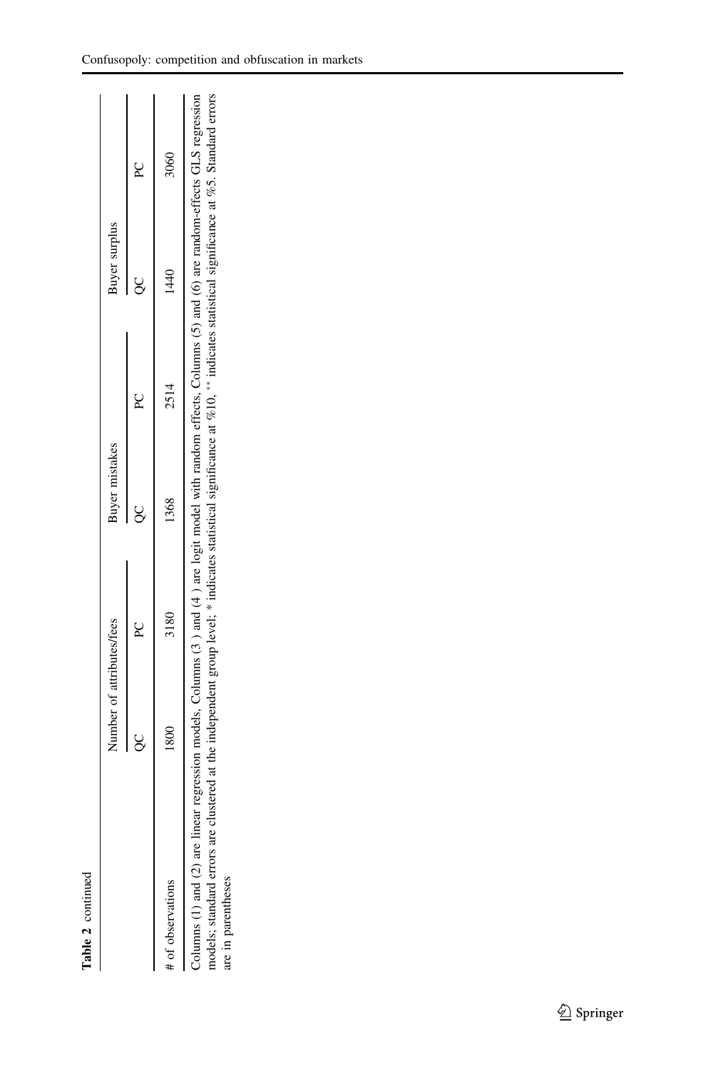**Table 2** continued

| | Number of attributes/fees | | Buyer mistakes | | Buyer surplus | |
|---|---|---|---|---|---|---|
| | QC | PC | QC | PC | QC | PC |
| # of observations | 1800 | 3180 | 1368 | 2514 | 1440 | 3060 |

Columns (1) and (2) are linear regression models, Columns (3 ) and (4 ) are logit model with random effects, Columns (5) and (6) are random-effects GLS regression models; standard errors are clustered at the independent group level; * indicates statistical significance at %10, ** indicates statistical significance at %5. Standard errors are in parentheses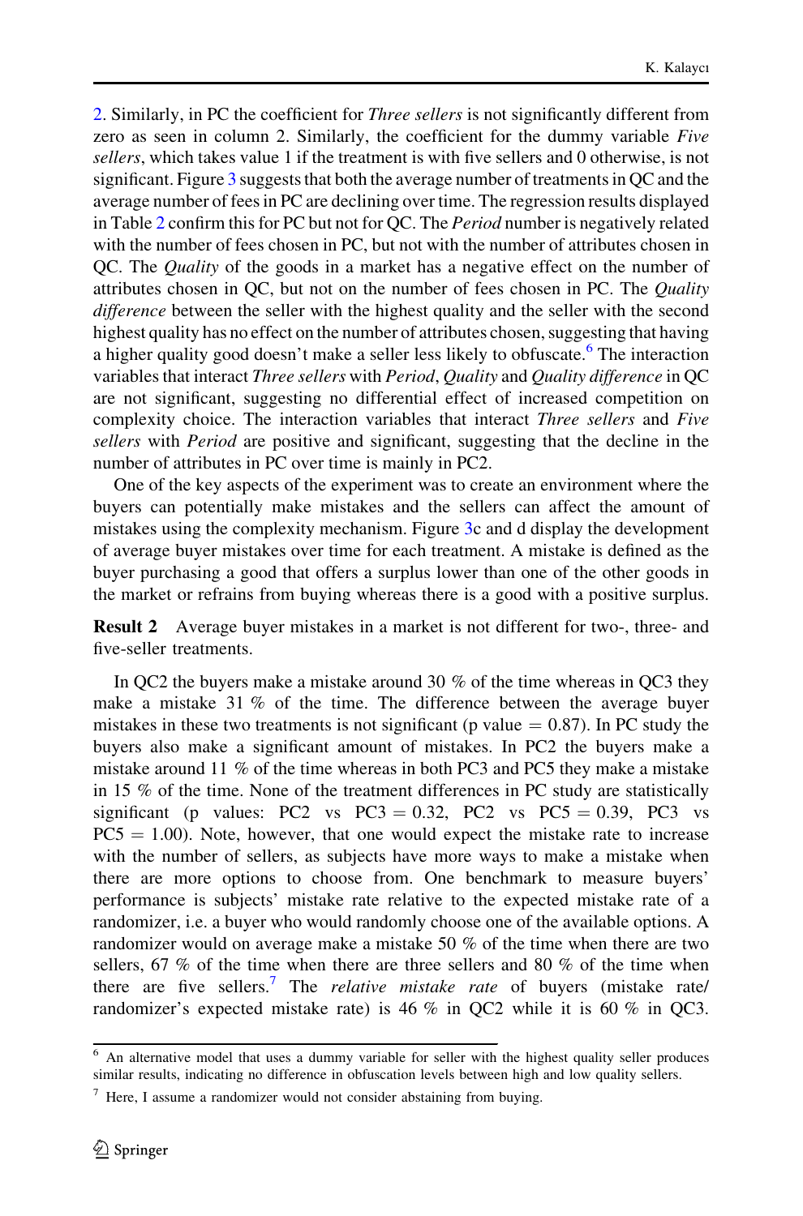2. Similarly, in PC the coefficient for *Three sellers* is not significantly different from zero as seen in column 2. Similarly, the coefficient for the dummy variable *Five sellers*, which takes value 1 if the treatment is with five sellers and 0 otherwise, is not significant. Figure 3 suggests that both the average number of treatments in QC and the average number of fees in PC are declining over time. The regression results displayed in Table 2 confirm this for PC but not for QC. The *Period* number is negatively related with the number of fees chosen in PC, but not with the number of attributes chosen in QC. The *Quality* of the goods in a market has a negative effect on the number of attributes chosen in QC, but not on the number of fees chosen in PC. The *Quality difference* between the seller with the highest quality and the seller with the second highest quality has no effect on the number of attributes chosen, suggesting that having a higher quality good doesn't make a seller less likely to obfuscate.[6] The interaction variables that interact *Three sellers* with *Period*, *Quality* and *Quality difference* in QC are not significant, suggesting no differential effect of increased competition on complexity choice. The interaction variables that interact *Three sellers* and *Five sellers* with *Period* are positive and significant, suggesting that the decline in the number of attributes in PC over time is mainly in PC2.

One of the key aspects of the experiment was to create an environment where the buyers can potentially make mistakes and the sellers can affect the amount of mistakes using the complexity mechanism. Figure 3c and d display the development of average buyer mistakes over time for each treatment. A mistake is defined as the buyer purchasing a good that offers a surplus lower than one of the other goods in the market or refrains from buying whereas there is a good with a positive surplus.

**Result 2** Average buyer mistakes in a market is not different for two-, three- and five-seller treatments.

In QC2 the buyers make a mistake around 30 % of the time whereas in QC3 they make a mistake 31 % of the time. The difference between the average buyer mistakes in these two treatments is not significant (p value = 0.87). In PC study the buyers also make a significant amount of mistakes. In PC2 the buyers make a mistake around 11 % of the time whereas in both PC3 and PC5 they make a mistake in 15 % of the time. None of the treatment differences in PC study are statistically significant (p values: PC2 vs PC3 = 0.32, PC2 vs PC5 = 0.39, PC3 vs PC5 = 1.00). Note, however, that one would expect the mistake rate to increase with the number of sellers, as subjects have more ways to make a mistake when there are more options to choose from. One benchmark to measure buyers' performance is subjects' mistake rate relative to the expected mistake rate of a randomizer, i.e. a buyer who would randomly choose one of the available options. A randomizer would on average make a mistake 50 % of the time when there are two sellers, 67 % of the time when there are three sellers and 80 % of the time when there are five sellers.[7] The *relative mistake rate* of buyers (mistake rate/randomizer's expected mistake rate) is 46 % in QC2 while it is 60 % in QC3.

---

[6] An alternative model that uses a dummy variable for seller with the highest quality seller produces similar results, indicating no difference in obfuscation levels between high and low quality sellers.

[7] Here, I assume a randomizer would not consider abstaining from buying.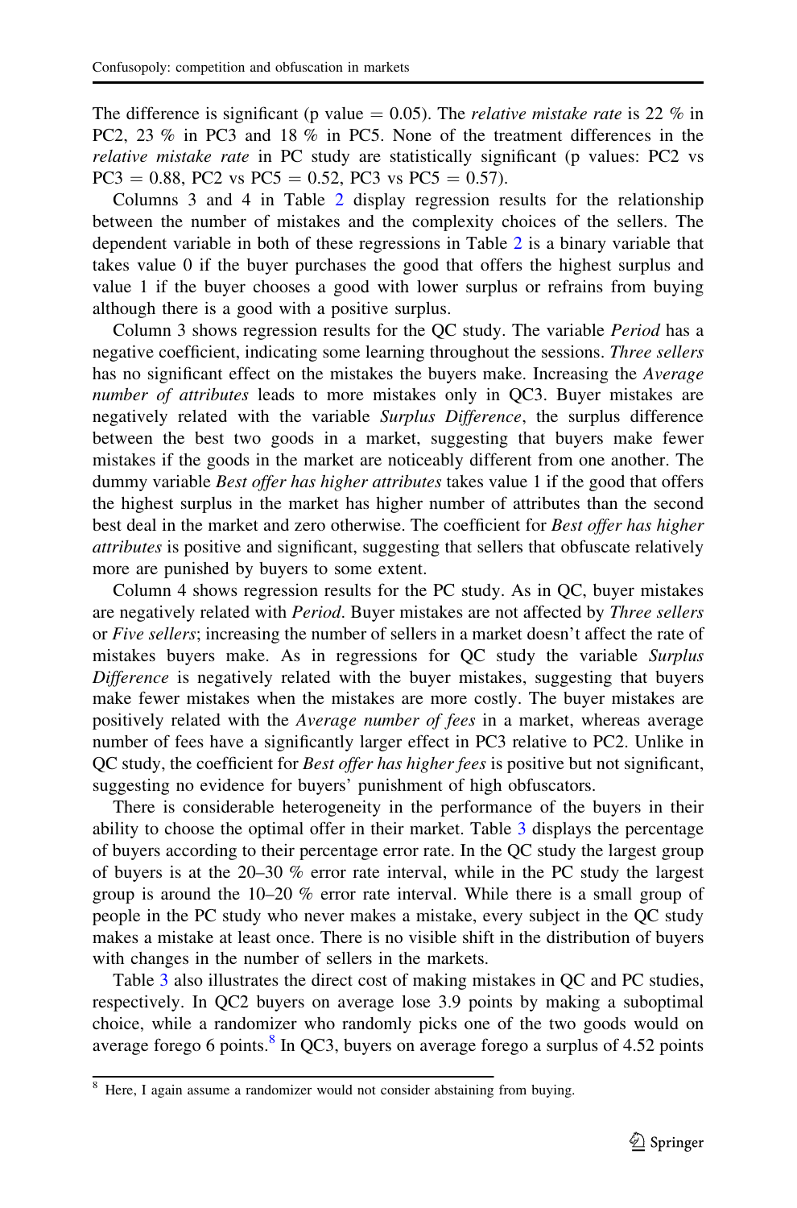The difference is significant (p value = 0.05). The *relative mistake rate* is 22 % in PC2, 23 % in PC3 and 18 % in PC5. None of the treatment differences in the *relative mistake rate* in PC study are statistically significant (p values: PC2 vs PC3 = 0.88, PC2 vs PC5 = 0.52, PC3 vs PC5 = 0.57).

Columns 3 and 4 in Table 2 display regression results for the relationship between the number of mistakes and the complexity choices of the sellers. The dependent variable in both of these regressions in Table 2 is a binary variable that takes value 0 if the buyer purchases the good that offers the highest surplus and value 1 if the buyer chooses a good with lower surplus or refrains from buying although there is a good with a positive surplus.

Column 3 shows regression results for the QC study. The variable *Period* has a negative coefficient, indicating some learning throughout the sessions. *Three sellers* has no significant effect on the mistakes the buyers make. Increasing the *Average number of attributes* leads to more mistakes only in QC3. Buyer mistakes are negatively related with the variable *Surplus Difference*, the surplus difference between the best two goods in a market, suggesting that buyers make fewer mistakes if the goods in the market are noticeably different from one another. The dummy variable *Best offer has higher attributes* takes value 1 if the good that offers the highest surplus in the market has higher number of attributes than the second best deal in the market and zero otherwise. The coefficient for *Best offer has higher attributes* is positive and significant, suggesting that sellers that obfuscate relatively more are punished by buyers to some extent.

Column 4 shows regression results for the PC study. As in QC, buyer mistakes are negatively related with *Period*. Buyer mistakes are not affected by *Three sellers* or *Five sellers*; increasing the number of sellers in a market doesn't affect the rate of mistakes buyers make. As in regressions for QC study the variable *Surplus Difference* is negatively related with the buyer mistakes, suggesting that buyers make fewer mistakes when the mistakes are more costly. The buyer mistakes are positively related with the *Average number of fees* in a market, whereas average number of fees have a significantly larger effect in PC3 relative to PC2. Unlike in QC study, the coefficient for *Best offer has higher fees* is positive but not significant, suggesting no evidence for buyers' punishment of high obfuscators.

There is considerable heterogeneity in the performance of the buyers in their ability to choose the optimal offer in their market. Table 3 displays the percentage of buyers according to their percentage error rate. In the QC study the largest group of buyers is at the 20–30 % error rate interval, while in the PC study the largest group is around the 10–20 % error rate interval. While there is a small group of people in the PC study who never makes a mistake, every subject in the QC study makes a mistake at least once. There is no visible shift in the distribution of buyers with changes in the number of sellers in the markets.

Table 3 also illustrates the direct cost of making mistakes in QC and PC studies, respectively. In QC2 buyers on average lose 3.9 points by making a suboptimal choice, while a randomizer who randomly picks one of the two goods would on average forego 6 points.[8] In QC3, buyers on average forego a surplus of 4.52 points

[8] Here, I again assume a randomizer would not consider abstaining from buying.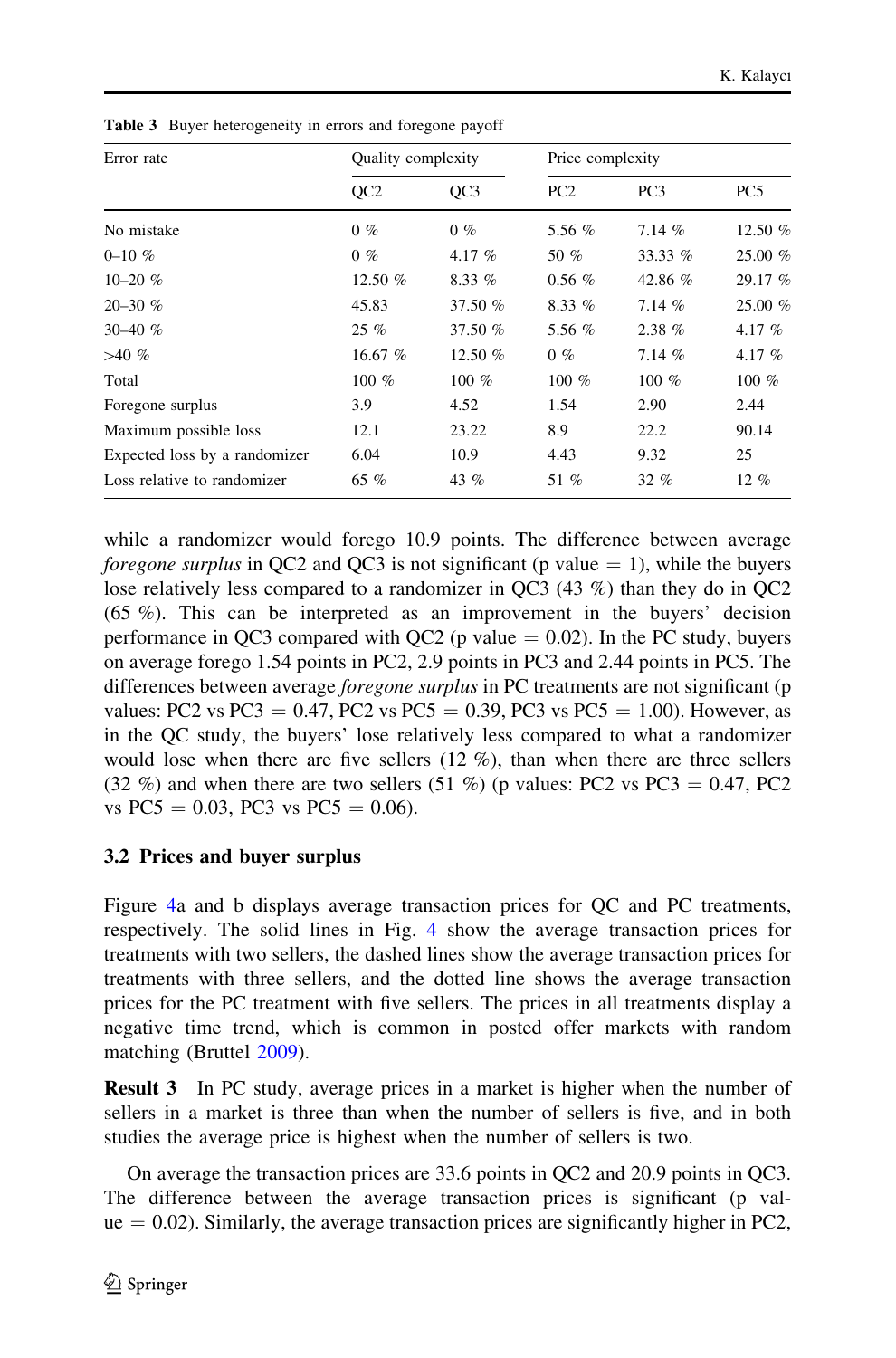**Table 3** Buyer heterogeneity in errors and foregone payoff

| Error rate | Quality complexity | | Price complexity | | |
|---|---|---|---|---|---|
| | QC2 | QC3 | PC2 | PC3 | PC5 |
| No mistake | 0 % | 0 % | 5.56 % | 7.14 % | 12.50 % |
| 0–10 % | 0 % | 4.17 % | 50 % | 33.33 % | 25.00 % |
| 10–20 % | 12.50 % | 8.33 % | 0.56 % | 42.86 % | 29.17 % |
| 20–30 % | 45.83 | 37.50 % | 8.33 % | 7.14 % | 25.00 % |
| 30–40 % | 25 % | 37.50 % | 5.56 % | 2.38 % | 4.17 % |
| >40 % | 16.67 % | 12.50 % | 0 % | 7.14 % | 4.17 % |
| Total | 100 % | 100 % | 100 % | 100 % | 100 % |
| Foregone surplus | 3.9 | 4.52 | 1.54 | 2.90 | 2.44 |
| Maximum possible loss | 12.1 | 23.22 | 8.9 | 22.2 | 90.14 |
| Expected loss by a randomizer | 6.04 | 10.9 | 4.43 | 9.32 | 25 |
| Loss relative to randomizer | 65 % | 43 % | 51 % | 32 % | 12 % |

while a randomizer would forego 10.9 points. The difference between average *foregone surplus* in QC2 and QC3 is not significant (p value = 1), while the buyers lose relatively less compared to a randomizer in QC3 (43 %) than they do in QC2 (65 %). This can be interpreted as an improvement in the buyers' decision performance in QC3 compared with QC2 (p value = 0.02). In the PC study, buyers on average forego 1.54 points in PC2, 2.9 points in PC3 and 2.44 points in PC5. The differences between average *foregone surplus* in PC treatments are not significant (p values: PC2 vs PC3 = 0.47, PC2 vs PC5 = 0.39, PC3 vs PC5 = 1.00). However, as in the QC study, the buyers' lose relatively less compared to what a randomizer would lose when there are five sellers (12 %), than when there are three sellers (32 %) and when there are two sellers (51 %) (p values: PC2 vs PC3 = 0.47, PC2 vs PC5 = 0.03, PC3 vs PC5 = 0.06).

### 3.2 Prices and buyer surplus

Figure 4a and b displays average transaction prices for QC and PC treatments, respectively. The solid lines in Fig. 4 show the average transaction prices for treatments with two sellers, the dashed lines show the average transaction prices for treatments with three sellers, and the dotted line shows the average transaction prices for the PC treatment with five sellers. The prices in all treatments display a negative time trend, which is common in posted offer markets with random matching (Bruttel 2009).

**Result 3** In PC study, average prices in a market is higher when the number of sellers in a market is three than when the number of sellers is five, and in both studies the average price is highest when the number of sellers is two.

On average the transaction prices are 33.6 points in QC2 and 20.9 points in QC3. The difference between the average transaction prices is significant (p value = 0.02). Similarly, the average transaction prices are significantly higher in PC2,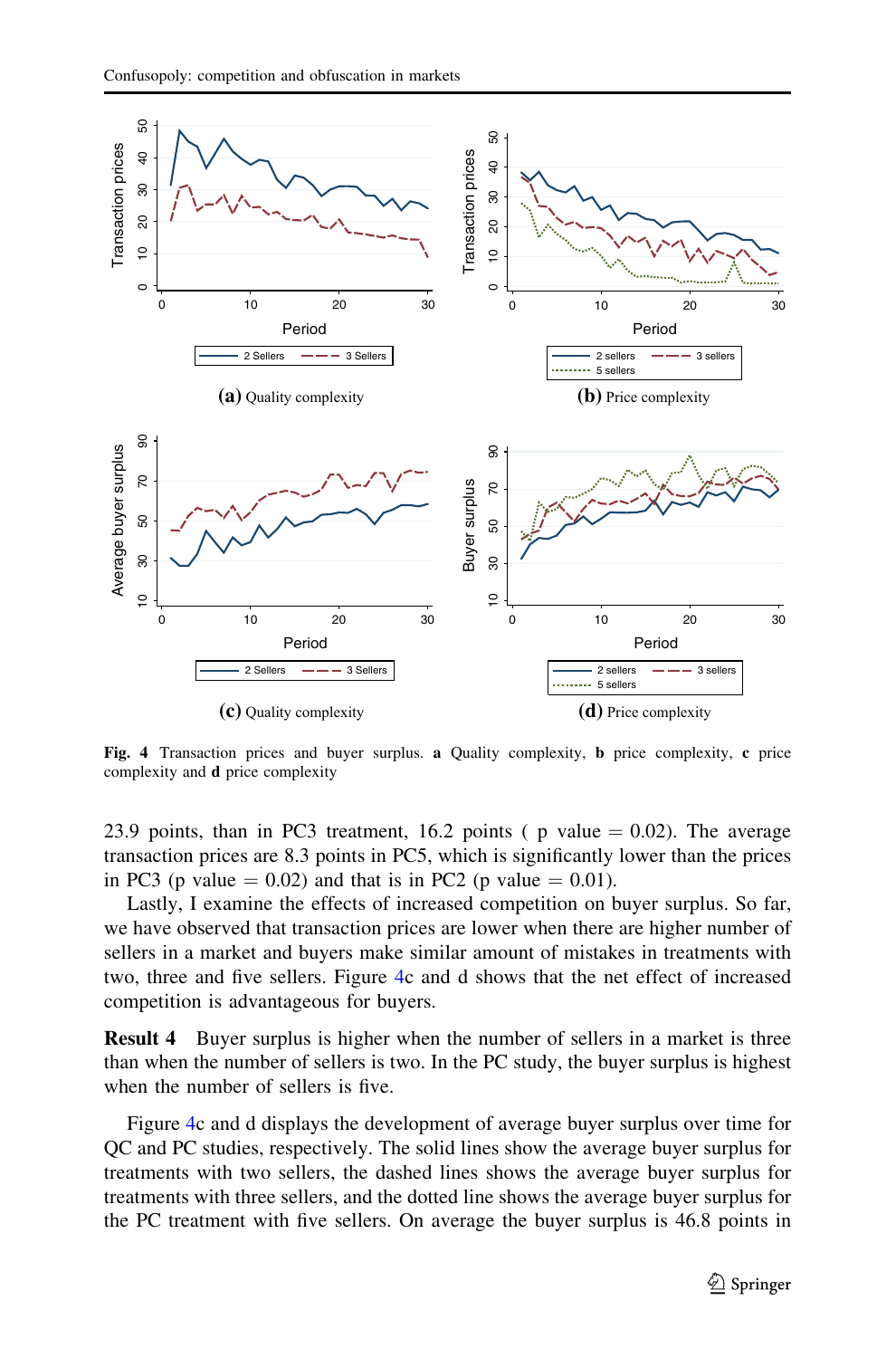(a) Quality complexity

(b) Price complexity

(c) Quality complexity

(d) Price complexity

**Fig. 4** Transaction prices and buyer surplus. **a** Quality complexity, **b** price complexity, **c** price complexity and **d** price complexity

23.9 points, than in PC3 treatment, 16.2 points ( p value = 0.02). The average transaction prices are 8.3 points in PC5, which is significantly lower than the prices in PC3 (p value = 0.02) and that is in PC2 (p value = 0.01).

Lastly, I examine the effects of increased competition on buyer surplus. So far, we have observed that transaction prices are lower when there are higher number of sellers in a market and buyers make similar amount of mistakes in treatments with two, three and five sellers. Figure 4c and d shows that the net effect of increased competition is advantageous for buyers.

**Result 4** Buyer surplus is higher when the number of sellers in a market is three than when the number of sellers is two. In the PC study, the buyer surplus is highest when the number of sellers is five.

Figure 4c and d displays the development of average buyer surplus over time for QC and PC studies, respectively. The solid lines show the average buyer surplus for treatments with two sellers, the dashed lines shows the average buyer surplus for treatments with three sellers, and the dotted line shows the average buyer surplus for the PC treatment with five sellers. On average the buyer surplus is 46.8 points in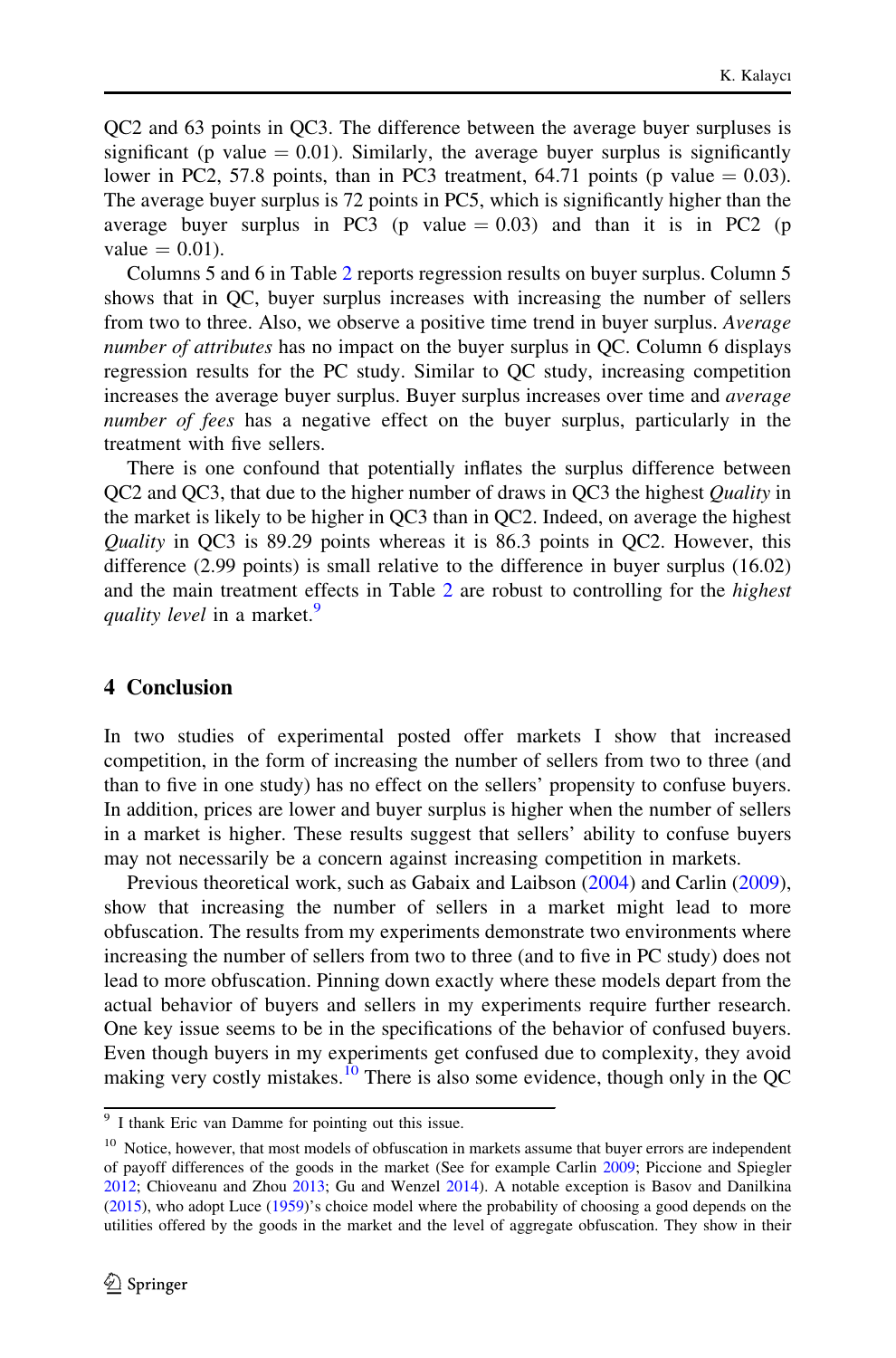QC2 and 63 points in QC3. The difference between the average buyer surpluses is significant (p value = 0.01). Similarly, the average buyer surplus is significantly lower in PC2, 57.8 points, than in PC3 treatment, 64.71 points (p value = 0.03). The average buyer surplus is 72 points in PC5, which is significantly higher than the average buyer surplus in PC3 (p value = 0.03) and than it is in PC2 (p value = 0.01).

Columns 5 and 6 in Table 2 reports regression results on buyer surplus. Column 5 shows that in QC, buyer surplus increases with increasing the number of sellers from two to three. Also, we observe a positive time trend in buyer surplus. *Average number of attributes* has no impact on the buyer surplus in QC. Column 6 displays regression results for the PC study. Similar to QC study, increasing competition increases the average buyer surplus. Buyer surplus increases over time and *average number of fees* has a negative effect on the buyer surplus, particularly in the treatment with five sellers.

There is one confound that potentially inflates the surplus difference between QC2 and QC3, that due to the higher number of draws in QC3 the highest *Quality* in the market is likely to be higher in QC3 than in QC2. Indeed, on average the highest *Quality* in QC3 is 89.29 points whereas it is 86.3 points in QC2. However, this difference (2.99 points) is small relative to the difference in buyer surplus (16.02) and the main treatment effects in Table 2 are robust to controlling for the *highest quality level* in a market.[9]

## 4 Conclusion

In two studies of experimental posted offer markets I show that increased competition, in the form of increasing the number of sellers from two to three (and than to five in one study) has no effect on the sellers' propensity to confuse buyers. In addition, prices are lower and buyer surplus is higher when the number of sellers in a market is higher. These results suggest that sellers' ability to confuse buyers may not necessarily be a concern against increasing competition in markets.

Previous theoretical work, such as Gabaix and Laibson (2004) and Carlin (2009), show that increasing the number of sellers in a market might lead to more obfuscation. The results from my experiments demonstrate two environments where increasing the number of sellers from two to three (and to five in PC study) does not lead to more obfuscation. Pinning down exactly where these models depart from the actual behavior of buyers and sellers in my experiments require further research. One key issue seems to be in the specifications of the behavior of confused buyers. Even though buyers in my experiments get confused due to complexity, they avoid making very costly mistakes.[10] There is also some evidence, though only in the QC

---

[9] I thank Eric van Damme for pointing out this issue.

[10] Notice, however, that most models of obfuscation in markets assume that buyer errors are independent of payoff differences of the goods in the market (See for example Carlin 2009; Piccione and Spiegler 2012; Chioveanu and Zhou 2013; Gu and Wenzel 2014). A notable exception is Basov and Danilkina (2015), who adopt Luce (1959)'s choice model where the probability of choosing a good depends on the utilities offered by the goods in the market and the level of aggregate obfuscation. They show in their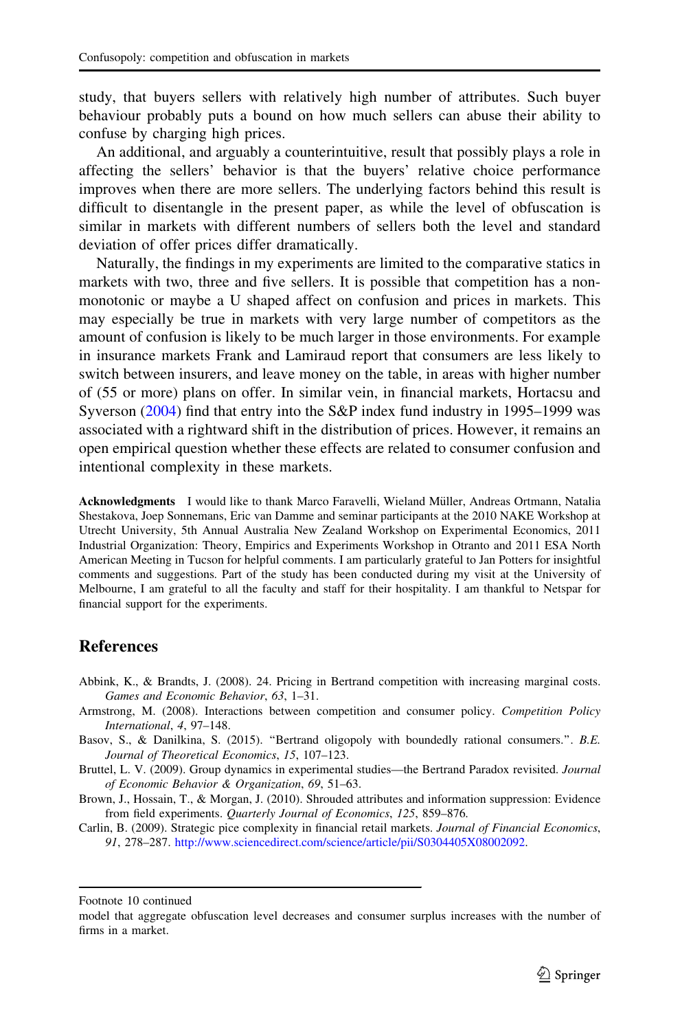study, that buyers sellers with relatively high number of attributes. Such buyer behaviour probably puts a bound on how much sellers can abuse their ability to confuse by charging high prices.

An additional, and arguably a counterintuitive, result that possibly plays a role in affecting the sellers' behavior is that the buyers' relative choice performance improves when there are more sellers. The underlying factors behind this result is difficult to disentangle in the present paper, as while the level of obfuscation is similar in markets with different numbers of sellers both the level and standard deviation of offer prices differ dramatically.

Naturally, the findings in my experiments are limited to the comparative statics in markets with two, three and five sellers. It is possible that competition has a non-monotonic or maybe a U shaped affect on confusion and prices in markets. This may especially be true in markets with very large number of competitors as the amount of confusion is likely to be much larger in those environments. For example in insurance markets Frank and Lamiraud report that consumers are less likely to switch between insurers, and leave money on the table, in areas with higher number of (55 or more) plans on offer. In similar vein, in financial markets, Hortacsu and Syverson (2004) find that entry into the S&P index fund industry in 1995–1999 was associated with a rightward shift in the distribution of prices. However, it remains an open empirical question whether these effects are related to consumer confusion and intentional complexity in these markets.

**Acknowledgments** I would like to thank Marco Faravelli, Wieland Müller, Andreas Ortmann, Natalia Shestakova, Joep Sonnemans, Eric van Damme and seminar participants at the 2010 NAKE Workshop at Utrecht University, 5th Annual Australia New Zealand Workshop on Experimental Economics, 2011 Industrial Organization: Theory, Empirics and Experiments Workshop in Otranto and 2011 ESA North American Meeting in Tucson for helpful comments. I am particularly grateful to Jan Potters for insightful comments and suggestions. Part of the study has been conducted during my visit at the University of Melbourne, I am grateful to all the faculty and staff for their hospitality. I am thankful to Netspar for financial support for the experiments.

## References

Abbink, K., & Brandts, J. (2008). 24. Pricing in Bertrand competition with increasing marginal costs. *Games and Economic Behavior*, *63*, 1–31.

Armstrong, M. (2008). Interactions between competition and consumer policy. *Competition Policy International*, *4*, 97–148.

Basov, S., & Danilkina, S. (2015). "Bertrand oligopoly with boundedly rational consumers.". *B.E. Journal of Theoretical Economics*, *15*, 107–123.

Bruttel, L. V. (2009). Group dynamics in experimental studies—the Bertrand Paradox revisited. *Journal of Economic Behavior & Organization*, *69*, 51–63.

Brown, J., Hossain, T., & Morgan, J. (2010). Shrouded attributes and information suppression: Evidence from field experiments. *Quarterly Journal of Economics*, *125*, 859–876.

Carlin, B. (2009). Strategic pice complexity in financial retail markets. *Journal of Financial Economics*, *91*, 278–287. http://www.sciencedirect.com/science/article/pii/S0304405X08002092.

---

Footnote 10 continued

model that aggregate obfuscation level decreases and consumer surplus increases with the number of firms in a market.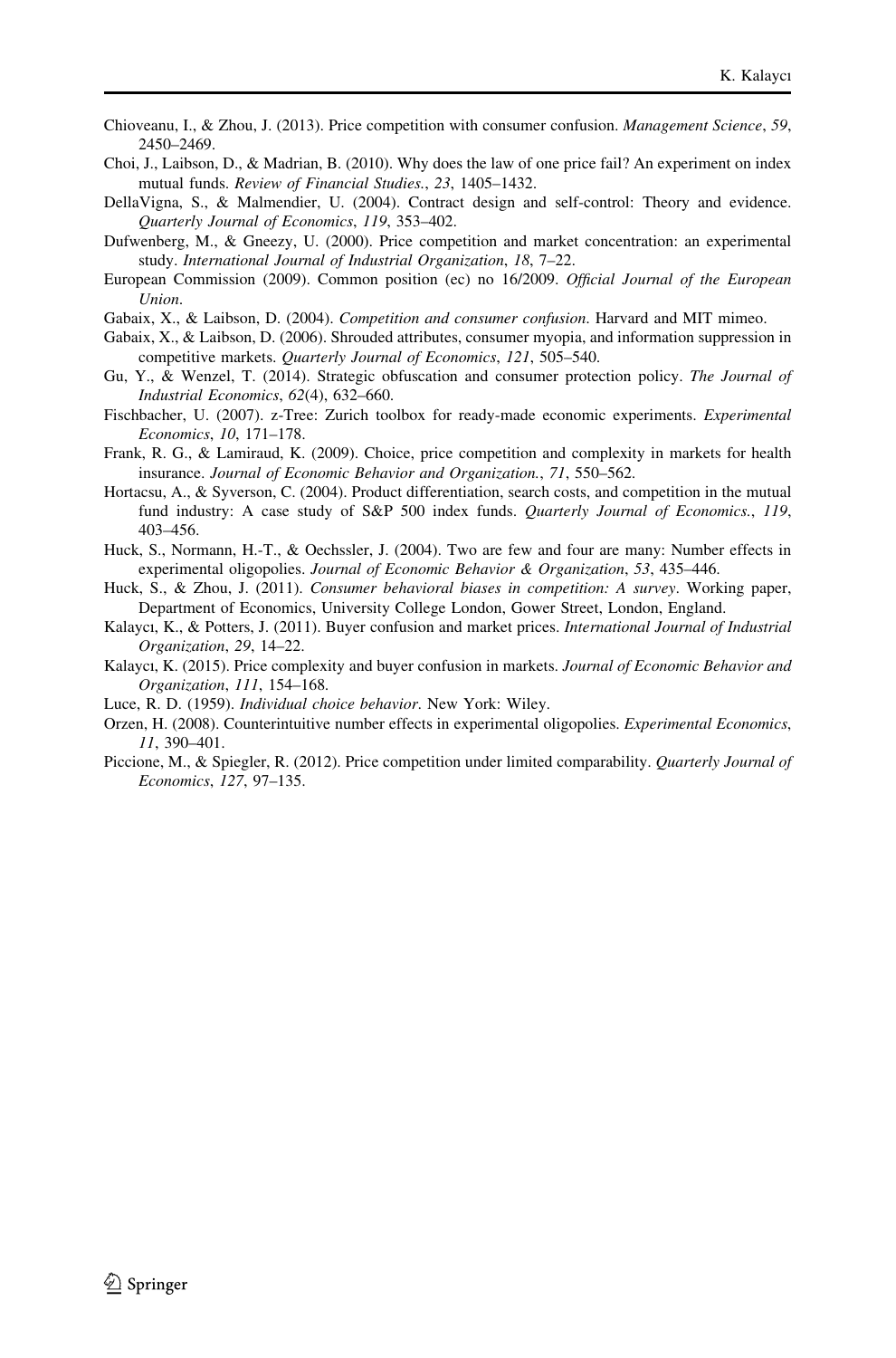Chioveanu, I., & Zhou, J. (2013). Price competition with consumer confusion. *Management Science*, *59*, 2450–2469.

Choi, J., Laibson, D., & Madrian, B. (2010). Why does the law of one price fail? An experiment on index mutual funds. *Review of Financial Studies.*, *23*, 1405–1432.

DellaVigna, S., & Malmendier, U. (2004). Contract design and self-control: Theory and evidence. *Quarterly Journal of Economics*, *119*, 353–402.

Dufwenberg, M., & Gneezy, U. (2000). Price competition and market concentration: an experimental study. *International Journal of Industrial Organization*, *18*, 7–22.

European Commission (2009). Common position (ec) no 16/2009. *Official Journal of the European Union*.

Gabaix, X., & Laibson, D. (2004). *Competition and consumer confusion*. Harvard and MIT mimeo.

Gabaix, X., & Laibson, D. (2006). Shrouded attributes, consumer myopia, and information suppression in competitive markets. *Quarterly Journal of Economics*, *121*, 505–540.

Gu, Y., & Wenzel, T. (2014). Strategic obfuscation and consumer protection policy. *The Journal of Industrial Economics*, *62*(4), 632–660.

Fischbacher, U. (2007). z-Tree: Zurich toolbox for ready-made economic experiments. *Experimental Economics*, *10*, 171–178.

Frank, R. G., & Lamiraud, K. (2009). Choice, price competition and complexity in markets for health insurance. *Journal of Economic Behavior and Organization.*, *71*, 550–562.

Hortacsu, A., & Syverson, C. (2004). Product differentiation, search costs, and competition in the mutual fund industry: A case study of S&P 500 index funds. *Quarterly Journal of Economics.*, *119*, 403–456.

Huck, S., Normann, H.-T., & Oechssler, J. (2004). Two are few and four are many: Number effects in experimental oligopolies. *Journal of Economic Behavior & Organization*, *53*, 435–446.

Huck, S., & Zhou, J. (2011). *Consumer behavioral biases in competition: A survey*. Working paper, Department of Economics, University College London, Gower Street, London, England.

Kalaycı, K., & Potters, J. (2011). Buyer confusion and market prices. *International Journal of Industrial Organization*, *29*, 14–22.

Kalaycı, K. (2015). Price complexity and buyer confusion in markets. *Journal of Economic Behavior and Organization*, *111*, 154–168.

Luce, R. D. (1959). *Individual choice behavior*. New York: Wiley.

Orzen, H. (2008). Counterintuitive number effects in experimental oligopolies. *Experimental Economics*, *11*, 390–401.

Piccione, M., & Spiegler, R. (2012). Price competition under limited comparability. *Quarterly Journal of Economics*, *127*, 97–135.